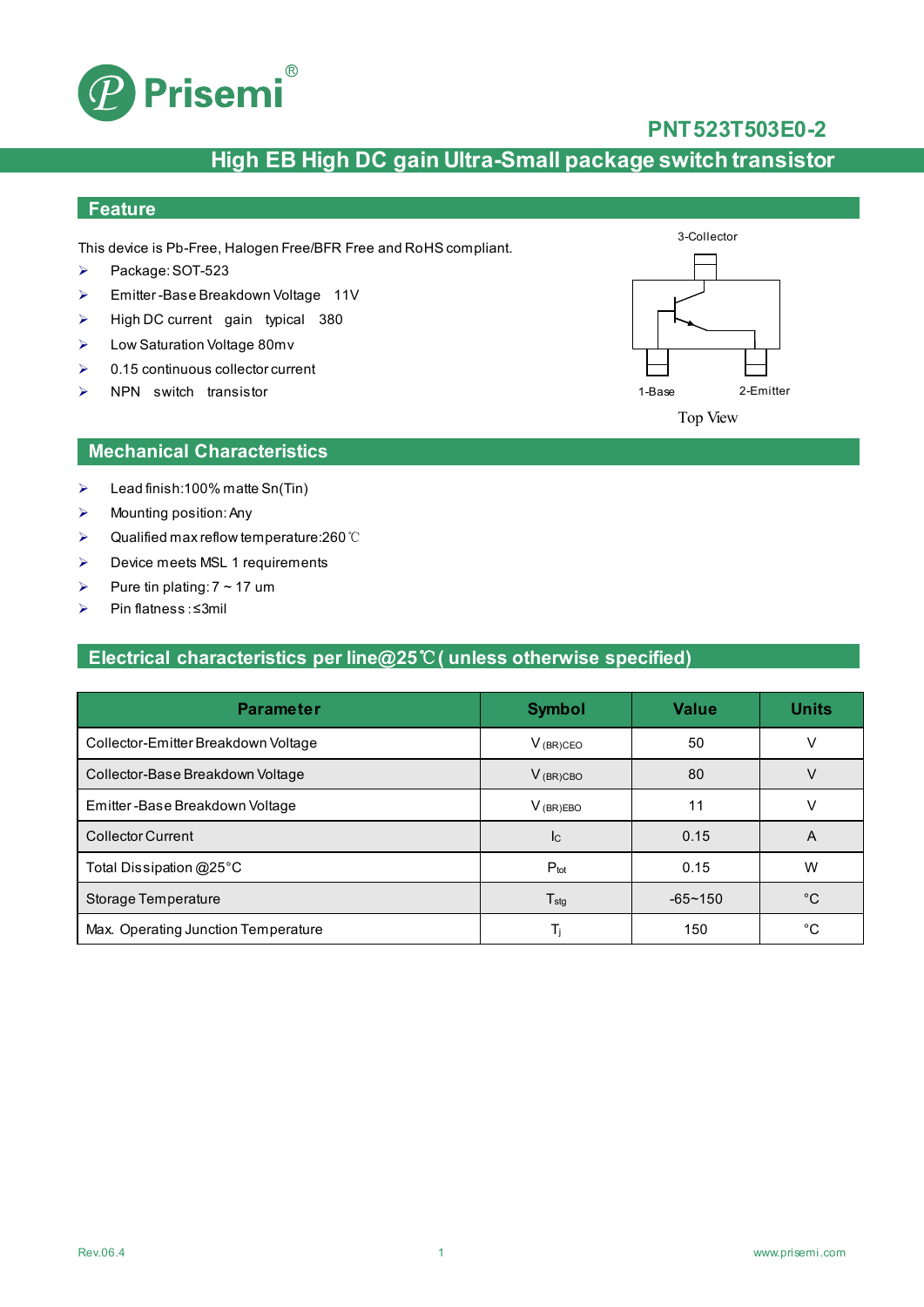# PNT523T503E0-2

## High EB High DC gain Ultra-Small package switch transistor

## Feature

This device is Pb-Free, Halogen Free/BFR Free and RoHS compliant.

- Package: SOT-523
- Emitter-Base Breakdown Voltage 11V
- High DC current gain typical 380
- Low Saturation Voltage 80mv
- 0.15 continuous collector current
- NPN switch transistor

3-Collector

1-Base 2-Emitter

Top View

## Mechanical Characteristics

- Lead finish:100% matte Sn(Tin)
- Mounting position: Any
- Qualified max reflow temperature:260℃
- Device meets MSL 1 requirements
- Pure tin plating: 7 ~ 17 um
- Pin flatness : ≤3mil

## Electrical characteristics per line@25℃( unless otherwise specified)

| Parameter | Symbol | Value | Units |
|---|---|---|---|
| Collector-Emitter Breakdown Voltage | $V_{(BR)CEO}$ | 50 | V |
| Collector-Base Breakdown Voltage | $V_{(BR)CBO}$ | 80 | V |
| Emitter-Base Breakdown Voltage | $V_{(BR)EBO}$ | 11 | V |
| Collector Current | $I_C$ | 0.15 | A |
| Total Dissipation @25°C | $P_{tot}$ | 0.15 | W |
| Storage Temperature | $T_{stg}$ | -65~150 | °C |
| Max. Operating Junction Temperature | $T_j$ | 150 | °C |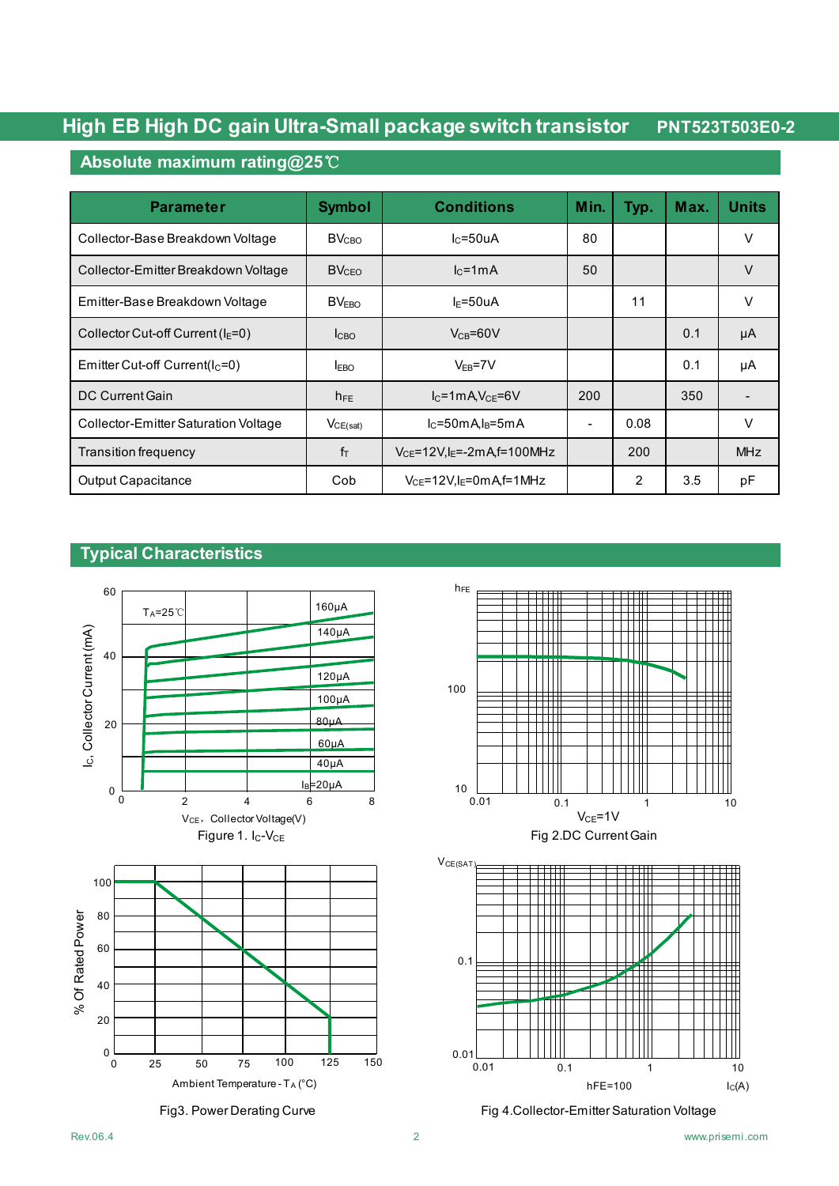## Absolute maximum rating@25℃

| Parameter | Symbol | Conditions | Min. | Typ. | Max. | Units |
|---|---|---|---|---|---|---|
| Collector-Base Breakdown Voltage | $BV_{CBO}$ | $I_C$=50uA | 80 | | | V |
| Collector-Emitter Breakdown Voltage | $BV_{CEO}$ | $I_C$=1mA | 50 | | | V |
| Emitter-Base Breakdown Voltage | $BV_{EBO}$ | $I_E$=50uA | | 11 | | V |
| Collector Cut-off Current ($I_E$=0) | $I_{CBO}$ | $V_{CB}$=60V | | | 0.1 | μA |
| Emitter Cut-off Current($I_C$=0) | $I_{EBO}$ | $V_{EB}$=7V | | | 0.1 | μA |
| DC Current Gain | $h_{FE}$ | $I_C$=1mA,$V_{CE}$=6V | 200 | | 350 | - |
| Collector-Emitter Saturation Voltage | $V_{CE(sat)}$ | $I_C$=50mA,$I_B$=5mA | - | 0.08 | | V |
| Transition frequency | $f_T$ | $V_{CE}$=12V,$I_E$=-2mA,f=100MHz | | 200 | | MHz |
| Output Capacitance | Cob | $V_{CE}$=12V,$I_E$=0mA,f=1MHz | | 2 | 3.5 | pF |

## Typical Characteristics

Figure 1. $I_C$-$V_{CE}$

Fig 2.DC Current Gain

Fig3. Power Derating Curve

Fig 4.Collector-Emitter Saturation Voltage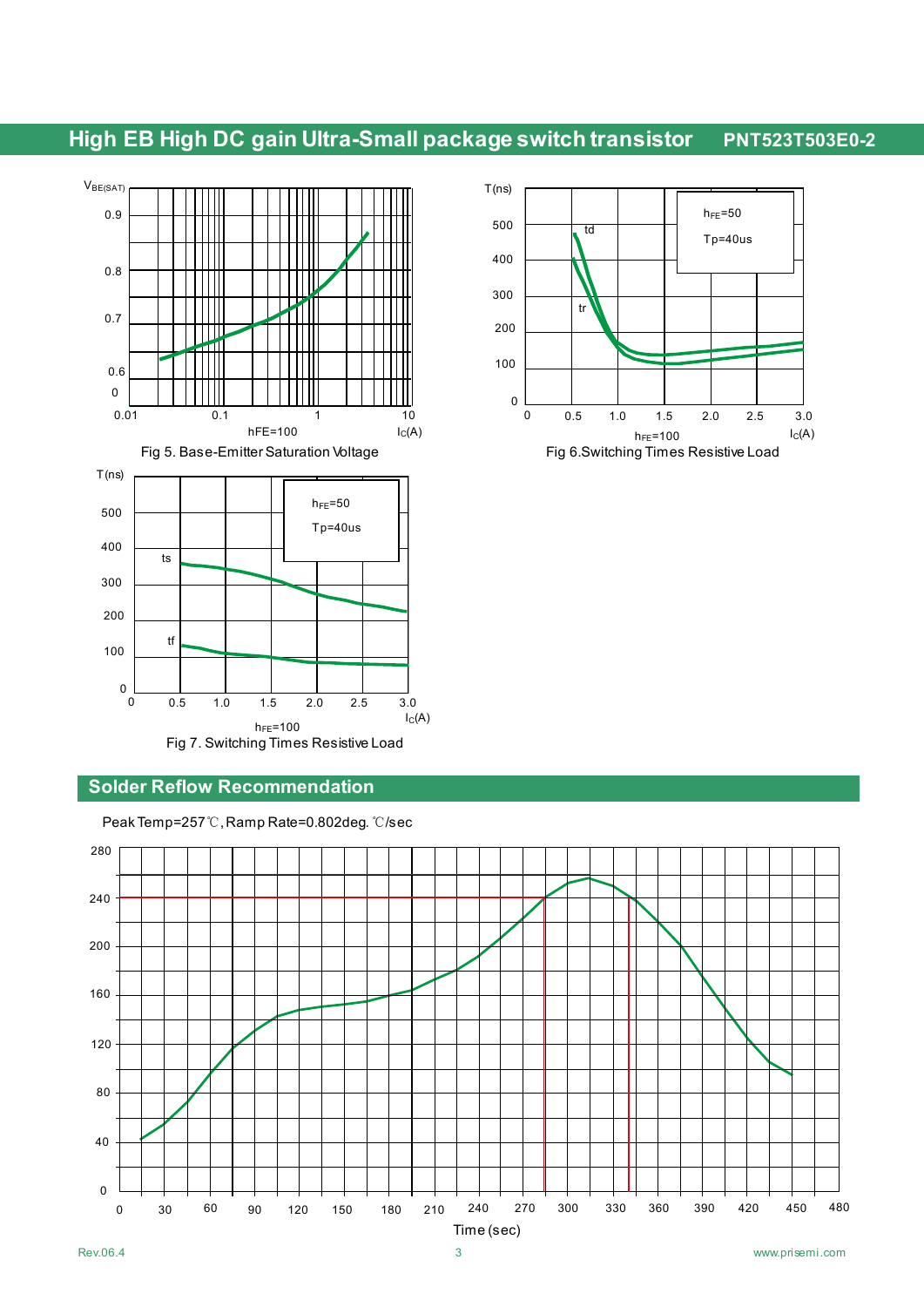Fig 5. Base-Emitter Saturation Voltage

Fig 6.Switching Times Resistive Load

Fig 7. Switching Times Resistive Load

## Solder Reflow Recommendation

Peak Temp=257℃, Ramp Rate=0.802deg. ℃/sec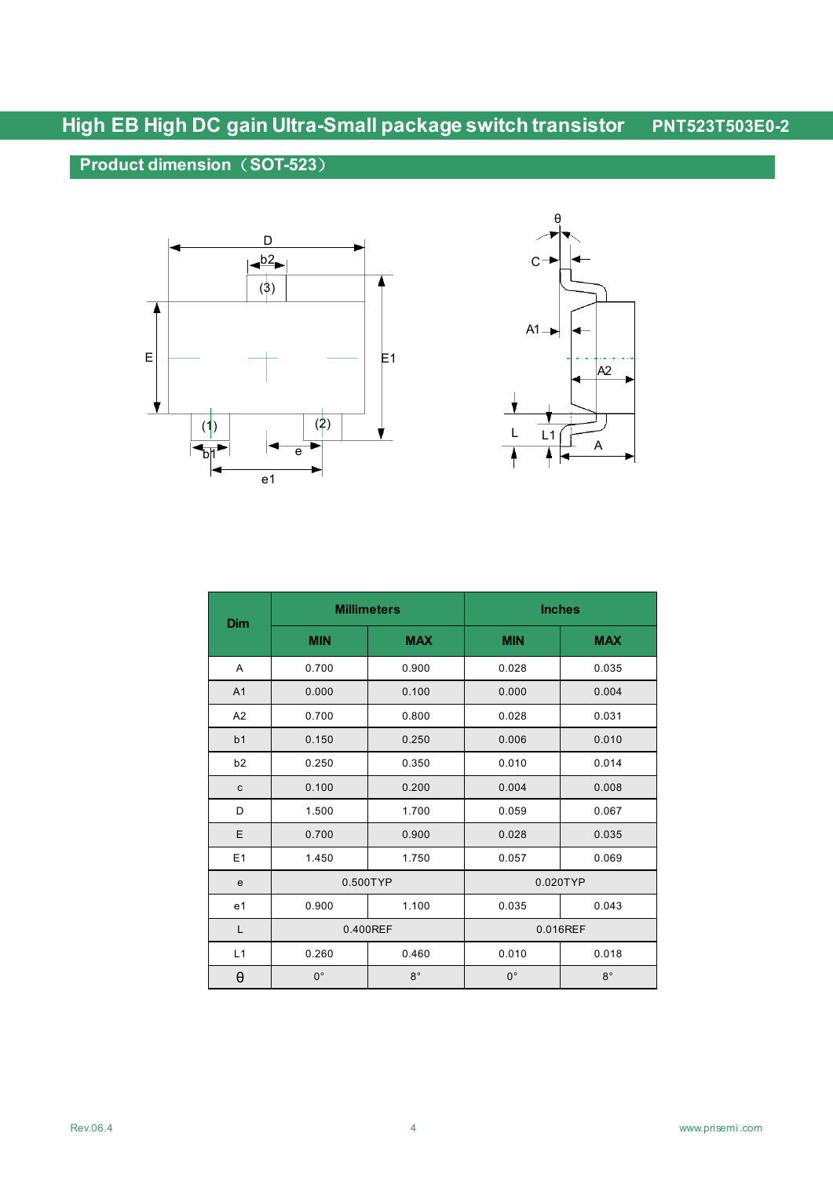## Product dimension（SOT-523）

| Dim | Millimeters | | Inches | |
|---|---|---|---|---|
| | MIN | MAX | MIN | MAX |
| A | 0.700 | 0.900 | 0.028 | 0.035 |
| A1 | 0.000 | 0.100 | 0.000 | 0.004 |
| A2 | 0.700 | 0.800 | 0.028 | 0.031 |
| b1 | 0.150 | 0.250 | 0.006 | 0.010 |
| b2 | 0.250 | 0.350 | 0.010 | 0.014 |
| c | 0.100 | 0.200 | 0.004 | 0.008 |
| D | 1.500 | 1.700 | 0.059 | 0.067 |
| E | 0.700 | 0.900 | 0.028 | 0.035 |
| E1 | 1.450 | 1.750 | 0.057 | 0.069 |
| e | 0.500TYP | | 0.020TYP | |
| e1 | 0.900 | 1.100 | 0.035 | 0.043 |
| L | 0.400REF | | 0.016REF | |
| L1 | 0.260 | 0.460 | 0.010 | 0.018 |
| θ | 0° | 8° | 0° | 8° |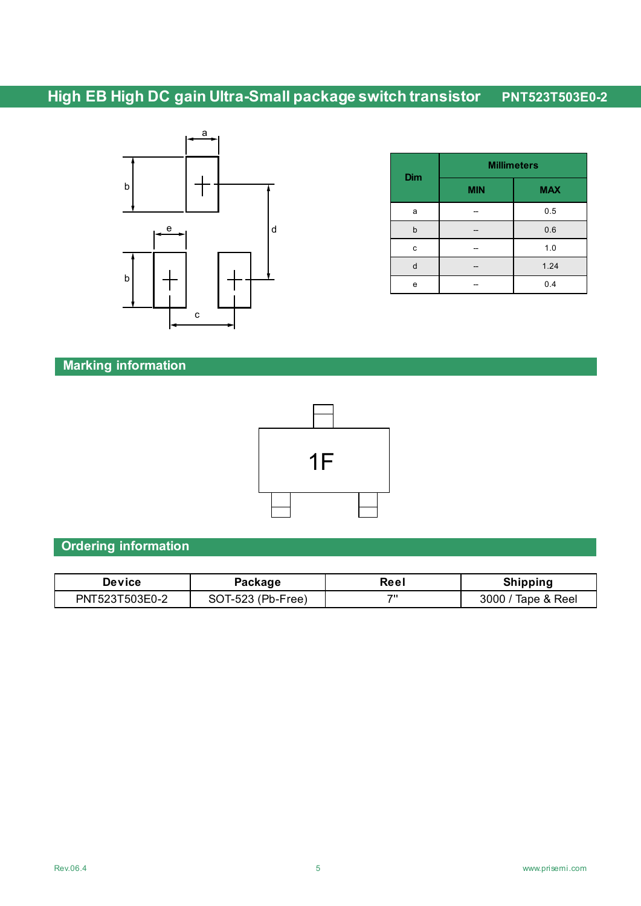| Dim | Millimeters | |
|---|---|---|
| | MIN | MAX |
| a | -- | 0.5 |
| b | -- | 0.6 |
| c | -- | 1.0 |
| d | -- | 1.24 |
| e | -- | 0.4 |

## Marking information

1F

## Ordering information

| Device | Package | Reel | Shipping |
|---|---|---|---|
| PNT523T503E0-2 | SOT-523 (Pb-Free) | 7" | 3000 / Tape & Reel |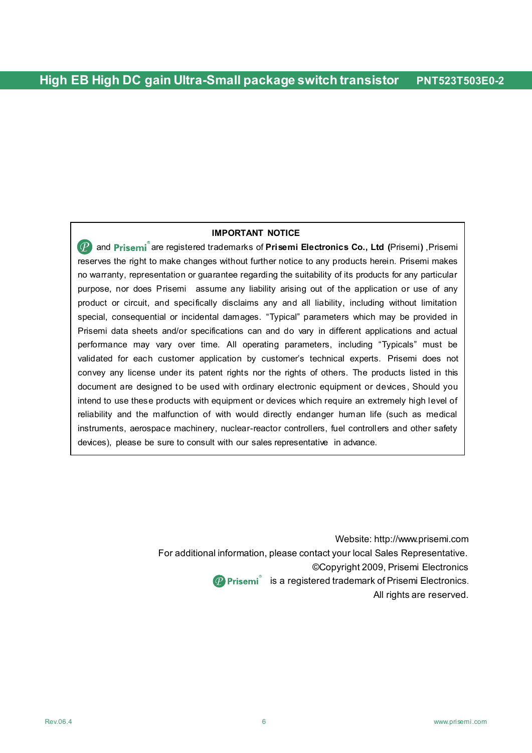## IMPORTANT NOTICE

and **Prisemi**® are registered trademarks of **Prisemi Electronics Co., Ltd** (Prisemi) ,Prisemi reserves the right to make changes without further notice to any products herein. Prisemi makes no warranty, representation or guarantee regarding the suitability of its products for any particular purpose, nor does Prisemi assume any liability arising out of the application or use of any product or circuit, and specifically disclaims any and all liability, including without limitation special, consequential or incidental damages. "Typical" parameters which may be provided in Prisemi data sheets and/or specifications can and do vary in different applications and actual performance may vary over time. All operating parameters, including "Typicals" must be validated for each customer application by customer's technical experts. Prisemi does not convey any license under its patent rights nor the rights of others. The products listed in this document are designed to be used with ordinary electronic equipment or devices, Should you intend to use these products with equipment or devices which require an extremely high level of reliability and the malfunction of with would directly endanger human life (such as medical instruments, aerospace machinery, nuclear-reactor controllers, fuel controllers and other safety devices), please be sure to consult with our sales representative in advance.

Website: http://www.prisemi.com

For additional information, please contact your local Sales Representative.

©Copyright 2009, Prisemi Electronics

Prisemi® is a registered trademark of Prisemi Electronics.

All rights are reserved.